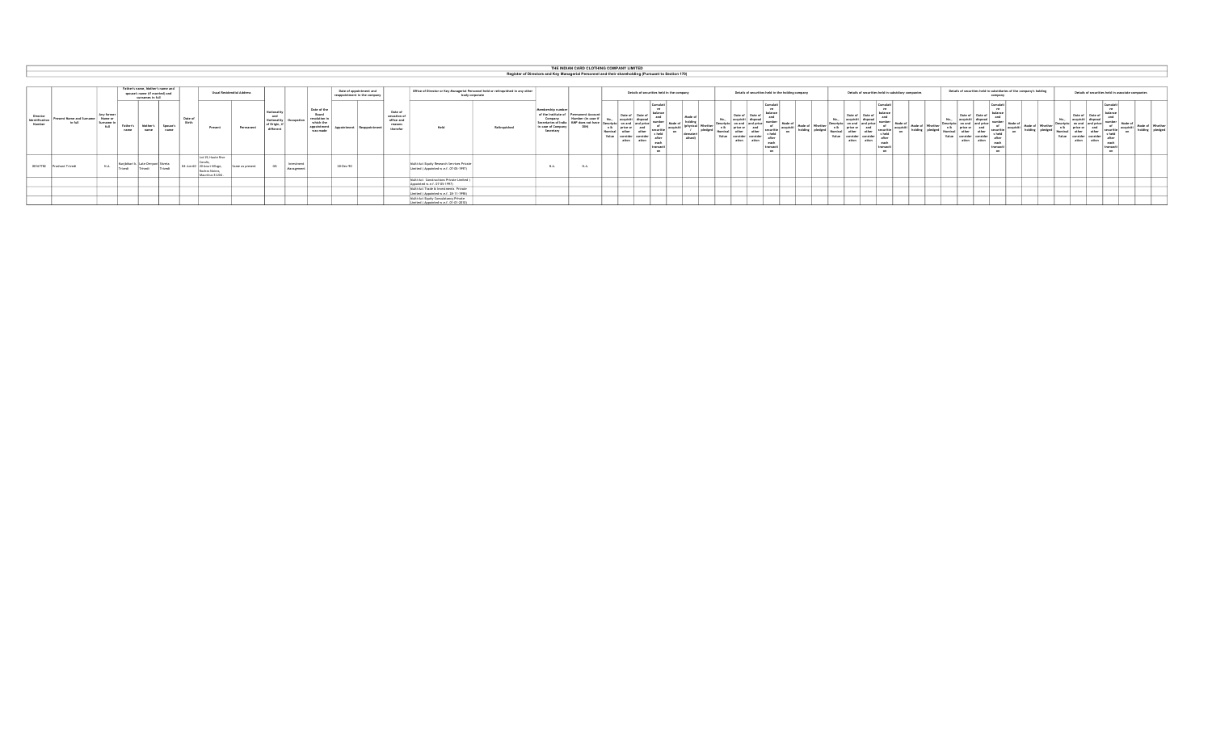# THE INDIAN CARD CLOTHING COMPANY LIMITED

## Register of Directors and Key Managerial Personnel and their shareholding (Pursuant to Section 170)

| Director Identification Number | Present Name and Surname in full | Any former Name or Surname in full | Father's name, Mother's name and spouse's name (if married) and surnames in full | | | Date of Birth | Usual Residential Address | | Nationality and Nationality of Origin, if different | Occupation | Date of the Board resolution in which the appointment was made | Date of appointment and reappointment in the company | | Date of cessation of office and reasons therefor | Office of Director or Key Managerial Personnel held or relinquished in any other body corporate | | Membership number of the Institute of Company Secretaries of India in case of Company Secretary | Permanent Account Number (In case if KMP does not have DIN) | Details of securities held in the company | | | | | | | Details of securities held in the holding company | | | | | | | Details of securities held in subsidiary companies | | | | | | | Details of securities held in subsidiaries of the company's holding company | | | | | | | Details of securities held in associate companies | | | | | | |
|---|---|---|---|---|---|---|---|---|---|---|---|---|---|---|---|---|---|---|---|---|---|---|---|---|---|---|---|---|---|---|---|---|---|---|---|---|---|---|---|---|---|---|---|---|---|---|---|---|---|---|---|---|---|---|
| | | | Father's name | Mother's name | Spouse's name | | Present | Permanent | | | | Appointment | Reappointment | | Held | Relinquished | | | No., Description & Nominal Value | Date of acquisition and price or other consideration | Date of disposal and price and other consideration | Cumulative balance and number of securities held after each transaction | Mode of acquisition | Mode of holding (physical / dematerialised) | Whether pledged | No., Description & Nominal Value | Date of acquisition and price or other consideration | Date of disposal and price and other consideration | Cumulative balance and number of securities held after each transaction | Mode of acquisition | Mode of holding | Whether pledged | No., Description & Nominal Value | Date of acquisition and price or other consideration | Date of disposal and price and other consideration | Cumulative balance and number of securities held after each transaction | Mode of acquisition | Mode of holding | Whether pledged | No., Description & Nominal Value | Date of acquisition and price or other consideration | Date of disposal and price and other consideration | Cumulative balance and number of securities held after each transaction | Mode of acquisition | Mode of holding | Whether pledged | No., Description & Nominal Value | Date of acquisition and price or other consideration | Date of disposal and price and other consideration | Cumulative balance and number of securities held after each transaction | Mode of acquisition | Mode of holding | Whether pledged |
| 00167782 | Prashant Trivedi | N.A. | Kunjbihari L. Trivedi | Late Devyani Trivedi | Shweta Trivedi | 04-Jun-60 | Lot 35 Haute Rive Cercle, 20 Azuri Village, Roches Noires, Mauritius 31201 | Same as present | GB | Investment Management | | 18-Dec-90 | | | Multi-Act Equity Research Services Private Limited ( Appointed w.e.f. 07-05-1997) | | N.A. | N.A. | | | | | | | | | | | | | | | | | | | | | | | | | | | | | | | | | | | | | |
| | | | | | | | | | | | | | | | Multi-Act Constructions Private Limited ( Appointed w.e.f. 07-05-1997) | | | | | | | | | | | | | | | | | | | | | | | | | | | | | | | | | | | | | | | | |
| | | | | | | | | | | | | | | | Multi-Act Trade & Investments Private Limited ( Appointed w.e.f. 18-11-1998) | | | | | | | | | | | | | | | | | | | | | | | | | | | | | | | | | | | | | | | | |
| | | | | | | | | | | | | | | | Multi-Act Equity Consultancy Private Limited ( Appointed w.e.f. 15-05-2010) | | | | | | | | | | | | | | | | | | | | | | | | | | | | | | | | | | | | | | | | |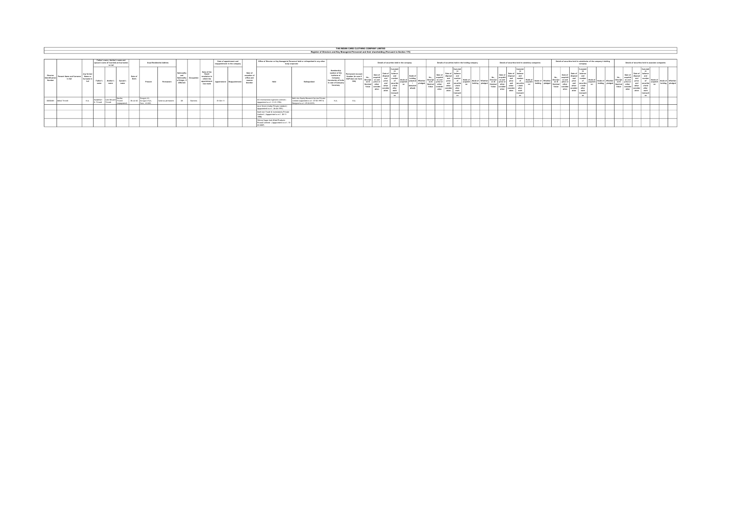# THE INDIAN CARD CLOTHING COMPANY LIMITED

## Register of Directors and Key Managerial Personnel and their shareholding (Pursuant to Section 170)

| Director Identification Number | Present Name and Surname in full | Any former Name or Surname in full | Father's name, Mother's name and spouse's name (if married) and surnames in full | | | Date of Birth | Usual Residential Address | | Nationality and Nationality of Origin, if different | Occupation | Date of the Board resolution in which the appointment was made | Date of appointment and reappointment in the company | | Date of cessation of office and reasons therefor | Office of Director or Key Managerial Personnel held or relinquished in any other body corporate | | Membership number of the Institute of Company Secretaries of India in case of Company Secretary | Permanent Account Number (in case if KMP does not have DIN) | Details of securities held in the company | | | | | | | Details of securities held in the holding company | | | | | | | Details of securities held in subsidiary companies | | | | | | | Details of securities held in subsidiaries of the company's holding company | | | | | | | Details of securities held in associate companies | | | | | | |
|---|---|---|---|---|---|---|---|---|---|---|---|---|---|---|---|---|---|---|---|---|---|---|---|---|---|---|---|---|---|---|---|---|---|---|---|---|---|---|---|---|---|---|---|---|---|---|---|---|---|---|---|---|---|
| | | | Father's name | Mother's name | Spouse's name | | Present | Permanent | | | | Appointment | Reappointment | | Held | Relinquished | | | No., Description & Nominal Value | Date of acquisition and price or other consideration | Date of disposal and price and other consideration | Cumulative balance and number of securities held after each transaction | Mode of acquisition | Mode of holding (physical / dematerialised) | Whether pledged | No., Description & Nominal Value | Date of acquisition and price or other consideration | Date of disposal and price and other consideration | Cumulative balance and number of securities held after each transaction | Mode of acquisition | Mode of holding | Whether pledged | No., Description & Nominal Value | Date of acquisition and price or other consideration | Date of disposal and price and other consideration | Cumulative balance and number of securities held after each transaction | Mode of acquisition | Mode of holding | Whether pledged | No., Description & Nominal Value | Date of acquisition and price or other consideration | Date of disposal and price and other consideration | Cumulative balance and number of securities held after each transaction | Mode of acquisition | Mode of holding | Whether pledged | No., Description & Nominal Value | Date of acquisition and price or other consideration | Date of disposal and price and other consideration | Cumulative balance and number of securities held after each transaction | Mode of acquisition | Mode of holding | Whether pledged |
| 00003483 | Rahul Trivedi | N.A. | Ranjitkar R. Trivedi | Late Devyani Trivedi | Vanita Trivedi (separated) | 05-Jul-62 | Rungta 51, Koregaon Park, Pune - 411001 | Same as permanent | IN | Business | | 01-Oct-11 | | | ICC International Agencies Limited (Appointed w.e.f. 31-01-1996) | Multi-Act Equity Research Service Private Limited (Appointed w.e.f. 07-05-1997 & Resigned w.e.f. 29-04-2019) | N.A. | N.A. | | | | | | | | | | | | | | | | | | | | | | | | | | | | | | | | | | | | |
| | | | | | | | | | | | | | | | Acre Street (India) Private Limited (Appointed w.e.f. 28-04-1991) | | | | | | | | | | | | | | | | | | | | | | | | | | | | | | | | | | | | | | | | | | |
| | | | | | | | | | | | | | | | Multi-Act Trade & Investments Private Limited (Appointed w.e.f. 28-11-1998) | | | | | | | | | | | | | | | | | | | | | | | | | | | | | | | | | | | | | | | | | | |
| | | | | | | | | | | | | | | | Shreeji Sugar And Allied Products Private Limited (Appointed w.e.f. 15-01-2007) | | | | | | | | | | | | | | | | | | | | | | | | | | | | | | | | | | | | | | | | | | |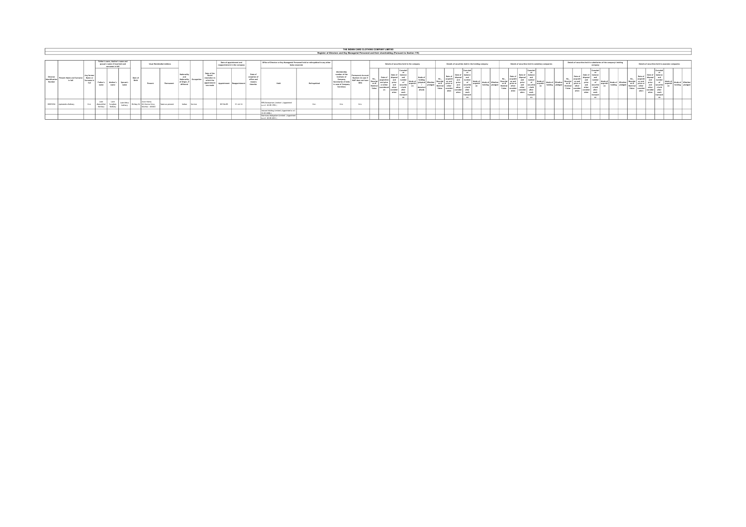# THE INDIAN CARD CLOTHING COMPANY LIMITED

## Register of Directors and Key Managerial Personnel and their shareholding (Pursuant to Section 170)

| Director Identification Number | Present Name and Surname in full | Any former Name or Surname in full | Father's name, Mother's name and spouse's name (if married) and surnames in full | | | Date of Birth | Usual Residential Address | | Nationality and Nationality of Origin, if different | Occupation | Date of the Board resolution in which the appointment was made | Date of appointment and reappointment in the company | | Date of cessation of office and reasons therefor | Office of Director or Key Managerial Personnel held or relinquished in any other body corporate | | Membership number of the Institute of Company Secretaries of India in case of Company Secretary | Permanent Account Number (in case if SAIF does not have DIN) | Details of securities held in the company | | | | | | | Details of securities held in the holding company | | | | | | | Details of securities held in subsidiary companies | | | | | | | Details of securities held in subsidiaries of the company's holding company | | | | | | | Details of securities held in associate companies | | | | | | |
|---|---|---|---|---|---|---|---|---|---|---|---|---|---|---|---|---|---|---|---|---|---|---|---|---|---|---|---|---|---|---|---|---|---|---|---|---|---|---|---|---|---|---|---|---|---|---|---|---|---|---|---|---|---|---|
| | | | Father's name | Mother's name | Spouse's name | | Present | Permanent | | | | Appointment | Reappointment | | Held | Relinquished | | | No., Description & Nominal Value | Date of acquisition and price or other consideration | Date of disposal and price and other consideration | Cumulative balance and number of securities held after each transaction | Mode of acquisition | Mode of holding (physical / dematerialised) | Whether pledged | No., Description & Nominal Value | Date of acquisition and price or other consideration | Date of disposal and price and other consideration | Cumulative balance and number of securities held after each transaction | Mode of acquisition | Mode of holding | Whether pledged | No., Description & Nominal Value | Date of acquisition and price or other consideration | Date of disposal and price and other consideration | Cumulative balance and number of securities held after each transaction | Mode of acquisition | Mode of holding | Whether pledged | No., Description & Nominal Value | Date of acquisition and price or other consideration | Date of disposal and price and other consideration | Cumulative balance and number of securities held after each transaction | Mode of acquisition | Mode of holding | Whether pledged | No., Description & Nominal Value | Date of acquisition and price or other consideration | Date of disposal and price and other consideration | Cumulative balance and number of securities held after each transaction | Mode of acquisition | Mode of holding | Whether pledged |
| 00015256 | Jyotsendra Kothary | N.A. | Late Manubhai Kothary | Late Suryben Kothary | Late Mitsu Kothary | 26-May-34 | Deve Mahal, 66, Marine Drive, Mumbai - 400020. | Same as present | Indian | Service | | 20-Feb-85 | 11-Jul-14 | | KPQ Enterprises Limited ( Appointed w.e.f. 30.09.1991 ) | N.A. | N.A. | N.A. | | | | | | | | | | | | | | | | | | | | | | | | | | | | | | | | | | | | | |
| | | | | | | | | | | | | | | | Induced Holding Limited ( Appointed w.e.f. 15.10.2006 ) | | | | | | | | | | | | | | | | | | | | | | | | | | | | | | | | | | | | | | | | | | | | |
| | | | | | | | | | | | | | | | Harrisons Malayalam Limited ( Appointed w.e.f. 30.09.2011 ) | | | | | | | | | | | | | | | | | | | | | | | | | | | | | | | | | | | | | | | | | | | |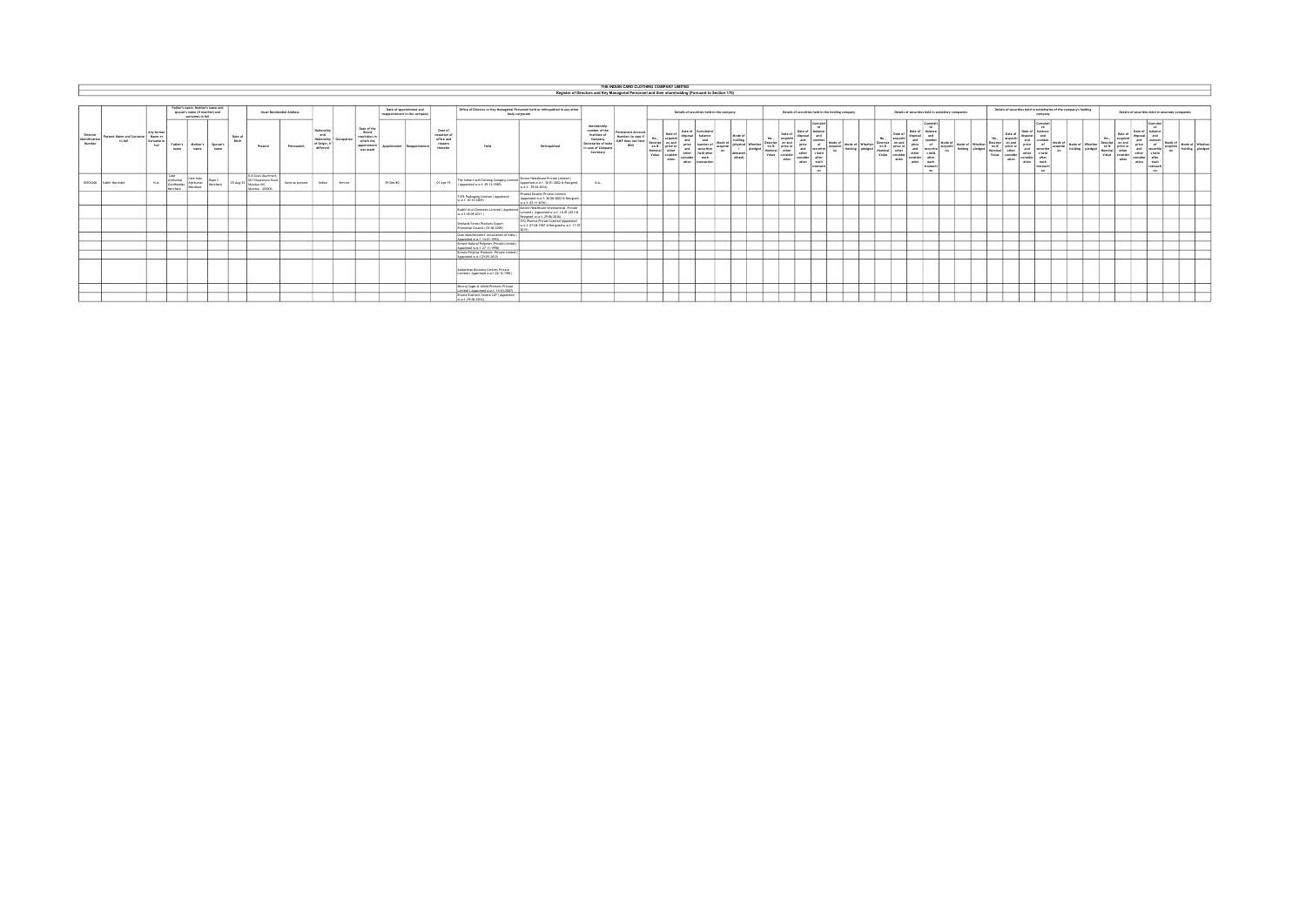# THE INDIAN CARD CLOTHING COMPANY LIMITED

## Register of Directors and Key Managerial Personnel and their shareholding (Pursuant to Section 170)

| Director Identification Number | Present Name and Surname in full | Any former Name or Surname in full | Father's name, Mother's name and spouse's name (if married) and surnames in full | | | Date of Birth | Usual Residential Address | | Nationality and Nationality of Origin, if different | Occupation | Date of the Board resolution in which the appointment was made | Date of appointment and reappointment in the company | | Date of cessation of office and reasons therefor | Office of Director or Key Managerial Personnel held or relinquished in any other body corporate | | Membership number of the Institute of Company Secretaries of India in case of Company Secretary | Permanent Account Number (in case if DAP does not have DIN) | Details of securities held in the company | | | | | | | Details of securities held in the holding company | | | | | | | Details of securities held in subsidiary companies | | | | | | | Details of securities held in subsidiaries of the company's holding company | | | | | | | Details of securities held in associate companies | | | | | | |
|---|---|---|---|---|---|---|---|---|---|---|---|---|---|---|---|---|---|---|---|---|---|---|---|---|---|---|---|---|---|---|---|---|---|---|---|---|---|---|---|---|---|---|---|---|---|---|---|---|---|---|---|---|---|---|
| | | | Father's name | Mother's name | Spouse's name | | Present | Permanent | | | | Appointment | Reappointment | | Held | Relinquished | | | No., Description & Nominal Value | Date of acquisition and price or other consideration | Date of disposal and price and other consideration | Cumulative balance and number of securities held after each transaction | Mode of acquisition | Mode of holding (physical or dematerialised) | Whether pledged | No., Description & Nominal Value | Date of acquisition and price or other consideration | Date of disposal and price and other consideration | Cumulative balance and number of securities held after each transaction | Mode of acquisition | Mode of holding | Whether pledged | No., Description & Nominal Value | Date of acquisition and price or other consideration | Date of disposal and price and other consideration | Cumulative balance and number of securities held after each transaction | Mode of acquisition | Mode of holding | Whether pledged | No., Description & Nominal Value | Date of acquisition and price or other consideration | Date of disposal and price and other consideration | Cumulative balance and number of securities held after each transaction | Mode of acquisition | Mode of holding | Whether pledged | No., Description & Nominal Value | Date of acquisition and price or other consideration | Date of disposal and price and other consideration | Cumulative balance and number of securities held after each transaction | Mode of acquisition | Mode of holding | Whether pledged |
| 00055406 | Sohel Merchant | N.A. | Late Ajitkumar Gordhandas Merchant | Late Indu Ajitkumar Merchant | Rupa S Merchant | 29-Aug-51 | D-4 Swati Apartment, 66 F Nepeansea Road, Malabar Hill, Mumbai - 400006 | Same as present | Indian | Service | | 29-Dec-80 | | 01-Apr-19 | The Indian Card Clothing Company Limited ( Appointed w.e.f. 29-12-1980) | Sinnar Healthcare Private Limited ( Appointed w.e.f. 30-01-2002 & Resigned w.e.f. 29-04-2016) | N.A. | | | | | | | | | | | | | | | | | | | | | | | | | | | | | | | | | | | | | |
| | | | | | | | | | | | | | | | TCPL Packaging Limited ( Appointed w.e.f. 30-10-2009) | Piramal Estates Private Limited (Appointed w.e.f. 26-08-2002 & Resigned w.e.f. 02-11-2016) | | | | | | | | | | | | | | | | | | | | | | | | | | | | | | | | | | | | | | | | |
| | | | | | | | | | | | | | | | Rudolf Atul Chemicals Limited ( Appointed w.e.f. 28-09-2011 ) | Sinnar Healthcare International Private Limited ( Appointed w.e.f. 10-01-2014 & Resigned w.e.f. 29-06-2016) | | | | | | | | | | | | | | | | | | | | | | | | | | | | | | | | | | | | | | | | |
| | | | | | | | | | | | | | | | Shellack Forest Products Export Promotion Council ( 02-06-2009) | ZVG Pharma Private Limited (Appointed w.e.f. 07-08-1987 & Resigned w.e.f. 17-07-2015) | | | | | | | | | | | | | | | | | | | | | | | | | | | | | | | | | | | | | | | | |
| | | | | | | | | | | | | | | | Chair Manufacturers' Association of India ( Appointed w.e.f. 14-01-1993) | | | | | | | | | | | | | | | | | | | | | | | | | | | | | | | | | | | | | | | | | |
| | | | | | | | | | | | | | | | Encore Natural Polymers Private Limited ( Appointed w.e.f. 27-11-1998) | | | | | | | | | | | | | | | | | | | | | | | | | | | | | | | | | | | | | | | | | |
| | | | | | | | | | | | | | | | Encore Polyfrac Products Private Limited ( Appointed w.e.f. 23-05-2012) | | | | | | | | | | | | | | | | | | | | | | | | | | | | | | | | | | | | | | | | | |
| | | | | | | | | | | | | | | | Sabarkatan Business Centres Private Limited ( Appointed w.e.f. 26-12-1988 ) | | | | | | | | | | | | | | | | | | | | | | | | | | | | | | | | | | | | | | | | | |
| | | | | | | | | | | | | | | | Dhiraj Sugar & Allied Products Private Limited ( Appointed w.e.f. 15-03-2007) | | | | | | | | | | | | | | | | | | | | | | | | | | | | | | | | | | | | | | | | | |
| | | | | | | | | | | | | | | | Encore Business Centre LLP ( Appointed w.e.f. 29-06-2016) | | | | | | | | | | | | | | | | | | | | | | | | | | | | | | | | | | | | | | | | | |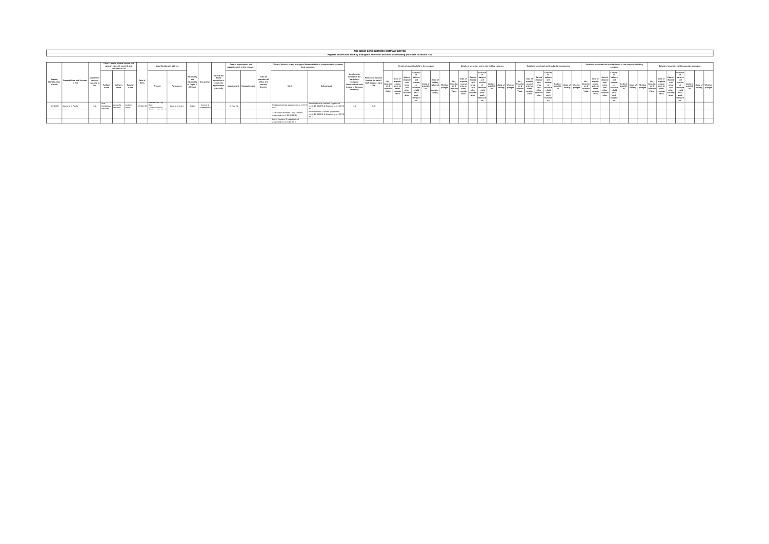# THE INDIAN CARD CLOTHING COMPANY LIMITED

## Register of Directors and Key Managerial Personnel and their shareholding (Pursuant to Section 170)

| Director Identification Number | Present Name and Surname in full | Any former Name or Surname in full | Father's name, Mother's name and spouse's name (if married) and surnames in full | | | Date of Birth | Usual Residential Address | | Nationality and Nationality of Origin, if different | Occupation | Date of the Board resolution in which the appointment was made | Date of appointment and reappointment in the company | | Date of cessation of office and reasons therefor | Office of Director or Key Managerial Personnel held or relinquished in any other body corporate | | Membership number of the Institute of Company Secretaries of India in case of Company Secretary | Permanent Account Number (In case if KMP does not have DIN) | Details of securities held in the company | | | | | | | Details of securities held in the holding company | | | | | | | Details of securities held in subsidiary companies | | | | | | | Details of securities held in subsidiaries of the company's holding company | | | | | | | Details of securities held in associate companies | | | | | | |
|---|---|---|---|---|---|---|---|---|---|---|---|---|---|---|---|---|---|---|---|---|---|---|---|---|---|---|---|---|---|---|---|---|---|---|---|---|---|---|---|---|---|---|---|---|---|---|---|---|---|---|---|---|---|---|---|
| | | | Father's name | Mother's name | Spouse's name | | Present | Permanent | | | | Appointment | Reappointment | | Held | Relinquished | | | No., Description & Nominal Value | Date of acquisition and price or other consideration | Date of disposal and price and other consideration | Cumulative balance and number of securities held after each transaction | Mode of acquisition | Mode of holding (physical / dematerialised) | Whether pledged | No., Description & Nominal Value | Date of acquisition and price or other consideration | Date of disposal and price and other consideration | Cumulative balance and number of securities held after each transaction | Mode of acquisition | Mode of holding | Whether pledged | No., Description & Nominal Value | Date of acquisition and price or other consideration | Date of disposal and price and other consideration | Cumulative balance and number of securities held after each transaction | Mode of acquisition | Mode of holding | Whether pledged | No., Description & Nominal Value | Date of acquisition and price or other consideration | Date of disposal and price and other consideration | Cumulative balance and number of securities held after each transaction | Mode of acquisition | Mode of holding | Whether pledged | No., Description & Nominal Value | Date of acquisition and price or other consideration | Date of disposal and price and other consideration | Cumulative balance and number of securities held after each transaction | Mode of acquisition | Mode of holding | Whether pledged |
| 00738600 | Sangeeta S. Pandit | N.A. | Late Vyankatesh Deshkar | Anuradha Deshkar | Sanjeev Pandit | 29-Oct-58 | Sudhas Hill, 7th Floor, 8, Senapati Road, ... | Same as present | Indian | Service & Academician | | 12-Nov-14 | | | Zen Leaser Limited (Appointed w.e.f. 07-12-2015) | Bhaarat Industries Limited (Appointed w.e.f. 21-04-2016 & Resigned w.e.f. 08-12-2017) | N.A. | N.A. | | | | | | | | | | | | | | | | | | | | | | | | | | | | | | | | | | | | | | |
| | | | | | | | | | | | | | | | Excel Finance Business Loans Limited (Appointed w.e.f. 29-03-2016) | Bhaarat Cements Limited (Appointed w.e.f. 21-04-2016 & Resigned w.e.f. 07-12-2017) | | | | | | | | | | | | | | | | | | | | | | | | | | | | | | | | | | | | | | | | | | | | | |
| | | | | | | | | | | | | | | | Digital Ventures Private Limited (Appointed w.e.f. 25-03-2015) | | | | | | | | | | | | | | | | | | | | | | | | | | | | | | | | | | | | | | | | | | | | | | |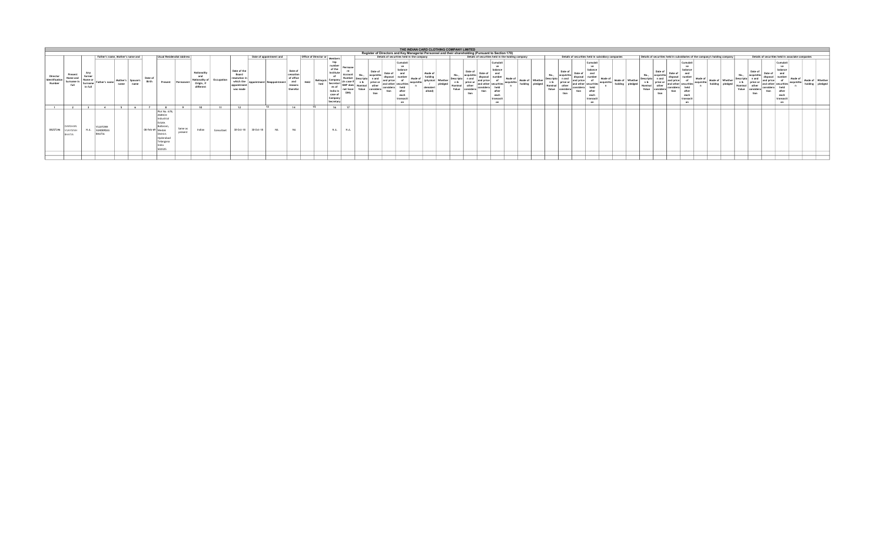# THE INDIAN CARD CLOTHING COMPANY LIMITED

## Register of Directors and Key Managerial Personnel and their shareholding (Pursuant to Section 170)

| Director Identification Number | Present Name and Surname in full | Any former Name or Surname in full | Father's name, Mother's name and Spouse's name | | | Date of Birth | Usual Residential Address | | Nationality and Nationality of Origin, if different | Occupation | Date of the Board resolution in which the appointment was made | Date of appointment and | | Date of cessation of office and reasons therefor | Office of Director or | | Membership number of the Institute of Company Secretaries of India in case of Company Secretary | Permanent Account Number (in case if KMP does not have DIN) | Details of securities held in the company | | | | | | | Details of securities held in the holding company | | | | | | | Details of securities held in subsidiary companies | | | | | | | Details of securities held in subsidiaries of the company's holding company | | | | | | | Details of securities held in associate companies | | | | | | |
|---|---|---|---|---|---|---|---|---|---|---|---|---|---|---|---|---|---|---|---|---|---|---|---|---|---|---|---|---|---|---|---|---|---|---|---|---|---|---|---|---|---|---|---|---|---|---|---|---|---|---|---|---|---|---|
| | | | Father's name | Mother's name | Spouse's name | | Present | Permanent | | | | Appointment | Reappointment | | Held | Relinquished | | | No., Description & Nominal Value | Date of acquisition and price or other consideration | Date of disposal and price and other consideration | Cumulative balance and number of securities held after each transaction | Mode of acquisition | Mode of holding (physical / dematerialised) | Whether pledged | No., Description & Nominal Value | Date of acquisition and price or other consideration | Date of disposal and price and other consideration | Cumulative balance and number of securities held after each transaction | Mode of acquisition | Mode of holding | Whether pledged | No., Description & Nominal Value | Date of acquisition and price or other consideration | Date of disposal and price and other consideration | Cumulative balance and number of securities held after each transaction | Mode of acquisition | Mode of holding | Whether pledged | No., Description & Nominal Value | Date of acquisition and price or other consideration | Date of disposal and price and other consideration | Cumulative balance and number of securities held after each transaction | Mode of acquisition | Mode of holding | Whether pledged | No., Description & Nominal Value | Date of acquisition and price or other consideration | Date of disposal and price and other consideration | Cumulative balance and number of securities held after each transaction | Mode of acquisition | Mode of holding | Whether pledged |
| 1 | 2 | 3 | 4 | 5 | 6 | 7 | 8 | 9 | 10 | 11 | 12 | 13 | | 14 | 15 | | 16 | 17 | | | | | | | | | | | | | | | | | | | | | | | | | | | | | | | | | | | | |
| 08257246 | DARSHAN VIJAYSINH BHATIA | N.A. | VIJAYSINH SUNDERDAS BHATIA | | | 08-Feb-69 | Plot No. 678, ANRICH Industrial Estate, Bollaram, Medak District, Hyderabad Telangana India 502325 | Same as present | Indian | Consultant | 30-Oct-18 | 30-Oct-18 | NA | NA | | | N.A. | N.A. | | | | | | | | | | | | | | | | | | | | | | | | | | | | | | | | | | | | |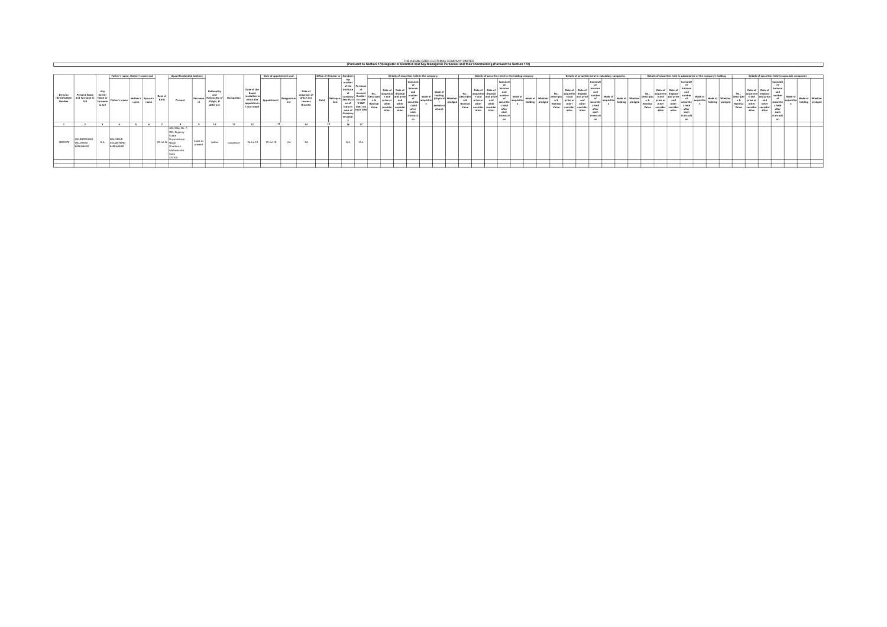# THE INDIAN CARD CLOTHING COMPANY LIMITED

**(Pursuant to Section 170)Register of Directors and Key Managerial Personnel and their shareholding (Pursuant to Section 170)**

| Director Identification Number | Present Name and Surname in full | Any former Name or Surname in full | Father's name, Mother's name and Spouse's name | | | Date of Birth | Usual Residential Address | | Nationality and Nationality of Origin, if different | Occupation | Date of the Board resolution in which the appointment was made | Date of appointment and | | Date of cessation of office and reasons therefor | Office of Director or | | Membership number of the Institute of Company Secretaries of India in case of Company Secretary | Permanent Account Number (in case if KMP does not have DIN) | Details of securities held in the company | | | | | | | Details of securities held in the holding company | | | | | | | Details of securities held in subsidiary companies | | | | | | | Details of securities held in subsidiaries of the company's holding | | | | | | | Details of securities held in associate companies | | | | | | |
|---|---|---|---|---|---|---|---|---|---|---|---|---|---|---|---|---|---|---|---|---|---|---|---|---|---|---|---|---|---|---|---|---|---|---|---|---|---|---|---|---|---|---|---|---|---|---|---|---|---|---|---|---|---|
| | | | Father's name | Mother's name | Spouse's name | | Present | Permanent | | | | Appointment | Reappointment | | Held | Relinquished | | | No., Description & Nominal Value | Date of acquisition and price or other consideration | Date of disposal and price or other consideration | Cumulative balance and number of securities held after each transaction | Mode of acquisition | Mode of holding (physical / dematerialised) | Whether pledged | No., Description & Nominal Value | Date of acquisition and price or other consideration | Date of disposal and price or other consideration | Cumulative balance and number of securities held after each transaction | Mode of acquisition | Mode of holding | Whether pledged | No., Description & Nominal Value | Date of acquisition and price or other consideration | Date of disposal and price or other consideration | Cumulative balance and number of securities held after each transaction | Mode of acquisition | Mode of holding | Whether pledged | No., Description & Nominal Value | Date of acquisition and price or other consideration | Date of disposal and price or other consideration | Cumulative balance and number of securities held after each transaction | Mode of acquisition | Mode of holding | Whether pledged | No., Description & Nominal Value | Date of acquisition and price or other consideration | Date of disposal and price or other consideration | Cumulative balance and number of securities held after each transaction | Mode of acquisition | Mode of holding | Whether pledged |
| 1 | 2 | 3 | 4 | 5 | 6 | 7 | 8 | 9 | 10 | 11 | 12 | 13 | | 14 | 15 | | 16 | 17 | | | | | | | | | | | | | | | | | | | | | | | | | | | | | | | | | | | |
| 00378970 | SANJEEVKUMAR WALCHAND KARKAMAR | N.A. | WALCHAND GULABCHAND KARKAMAR | | | 29-Jul-56 | 403, Bldg. No. 7, HBL Regency Estate Dnyaneshwar Nagar Dombivali Maharashtra India 421306 | Same as present | Indian | Consultant | 26-Jul-18 | 29-Jul-18 | NA | NA | | | N.A. | N.A. | | | | | | | | | | | | | | | | | | | | | | | | | | | | | | | | | | | |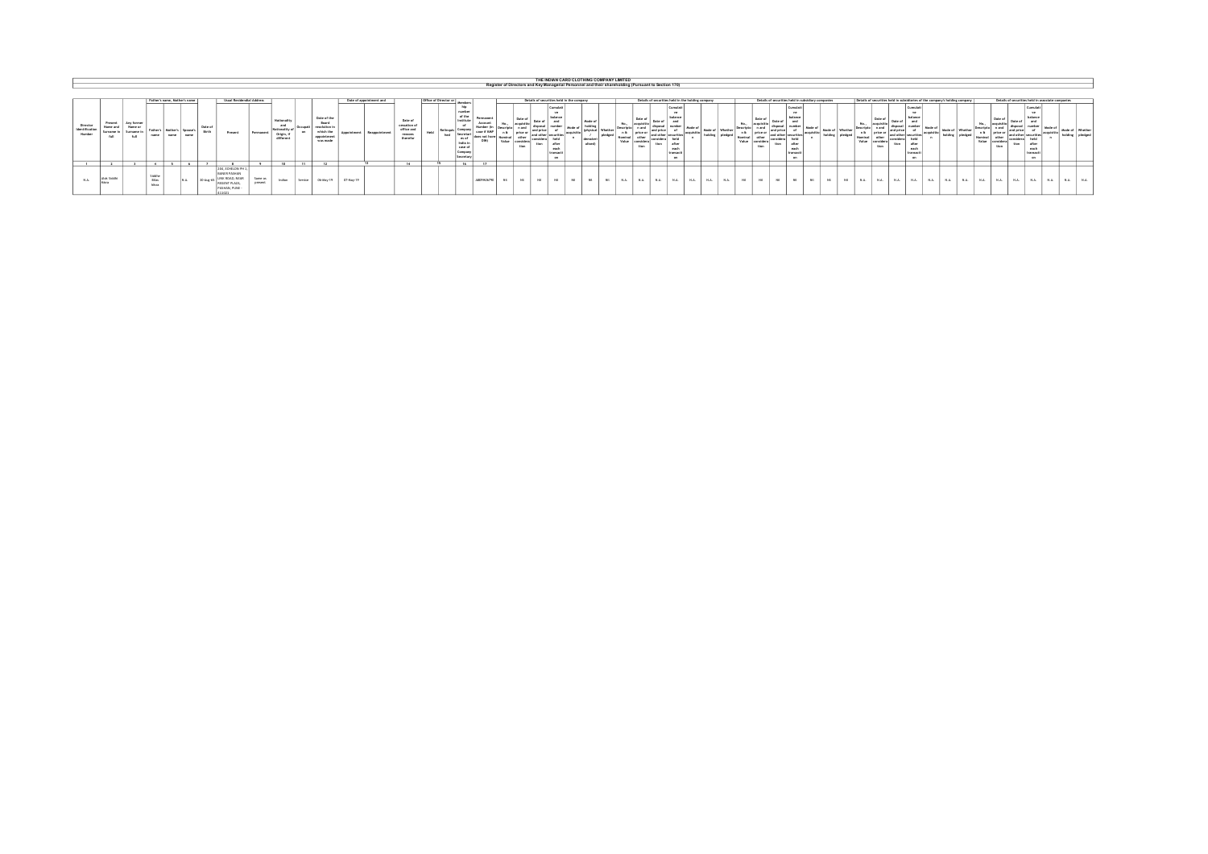# THE INDIAN CARD CLOTHING COMPANY LIMITED

## Register of Directors and Key Managerial Personnel and their shareholding (Pursuant to Section 170)

| Director Identification Number | Present Name and Surname in full | Any former Name or Surname in full | Father's name, Mother's name | | | Date of Birth | Usual Residential Address | | Nationality and Nationality of Origin, if different | Occupation | Date of the Board resolution in which the appointment was made | Date of appointment and | | Date of cessation of office and reasons therefor | Office of Director or | | Membership number of the Institute of Company Secretaries of India in case of Company Secretary | Permanent Account Number (in case if KMP does not have DIN) | Details of securities held in the company | | | | | | | Details of securities held in the holding company | | | | | | | Details of securities held in subsidiary companies | | | | | | | Details of securities held in subsidiaries of the company's holding company | | | | | | | Details of securities held in associate companies | | | | | | |
|---|---|---|---|---|---|---|---|---|---|---|---|---|---|---|---|---|---|---|---|---|---|---|---|---|---|---|---|---|---|---|---|---|---|---|---|---|---|---|---|---|---|---|---|---|---|---|---|---|---|---|---|---|---|---|---|---|---|
| | | | Father's name | Mother's name | Spouse's name | | Present | Permanent | | | | Appointment | Reappointment | | Held | Relinquished | | | No., Description & Nominal Value | Date of acquisition and price or other consideration | Date of disposal and price and other consideration | Cumulative balance and number of securities held after each transaction | Mode of acquisition | Mode of holding (physical / dematerialised) | Whether pledged | No., Description & Nominal Value | Date of acquisition and price or other consideration | Date of disposal and price and other consideration | Cumulative balance and number of securities held after each transaction | Mode of acquisition | Mode of holding | Whether pledged | No., Description & Nominal Value | Date of acquisition and price or other consideration | Date of disposal and price and other consideration | Cumulative balance and number of securities held after each transaction | Mode of acquisition | Mode of holding | Whether pledged | No., Description & Nominal Value | Date of acquisition and price or other consideration | Date of disposal and price and other consideration | Cumulative balance and number of securities held after each transaction | Mode of acquisition | Mode of holding | Whether pledged | No., Description & Nominal Value | Date of acquisition and price or other consideration | Date of disposal and price and other consideration | Cumulative balance and number of securities held after each transaction | Mode of acquisition | Mode of holding | Whether pledged |
| 1 | 2 | 3 | 4 | 5 | 6 | 7 | 8 | 9 | 10 | 11 | 12 | 13 | | 14 | 15 | | 16 | 17 | | | | | | | | | | | | | | | | | | | | | | | | | | | | | | | | | | | | | | | |
| N.A. | Alok Siddhi Mitra | | Siddhe Bilas Mitra | | N.A. | 20-Aug-65 | 304, ECHELON PH 1, SHREE PASHAN LINK ROAD, NEAR REGENT PLAZA, PASHAN, PUNE - 411021 | Same as present | Indian | Service | 09-May-19 | 27-May-19 | | | | | | ABEPM0679E | Nil | Nil | Nil | Nil | Nil | Nil | Nil | N.A. | N.A. | N.A. | N.A. | N.A. | N.A. | N.A. | Nil | Nil | Nil | Nil | Nil | Nil | Nil | N.A. | N.A. | N.A. | N.A. | N.A. | N.A. | N.A. | N.A. | N.A. | N.A. | N.A. | N.A. | N.A. | N.A. |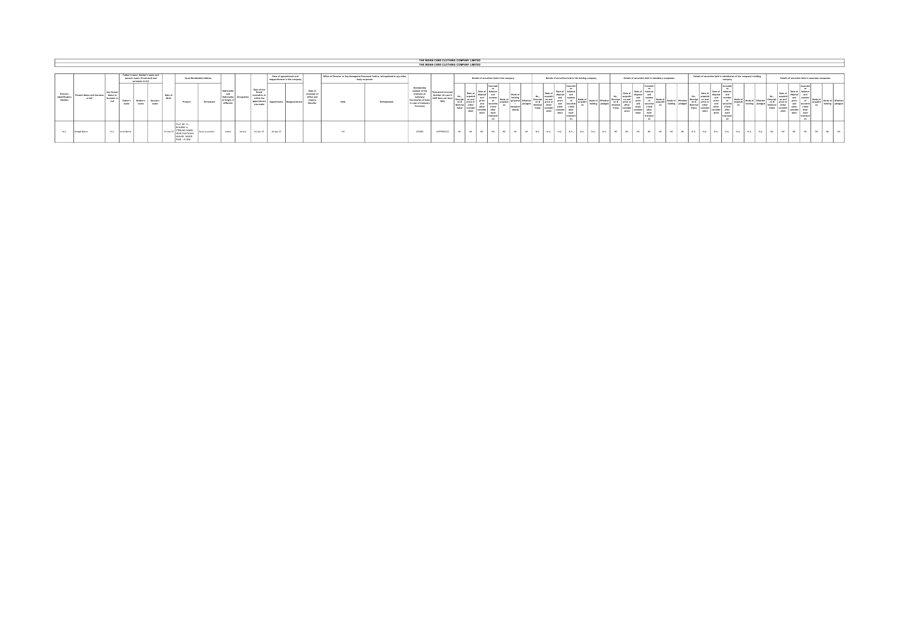# THE INDIAN CARD CLOTHING COMPANY LIMITED

## THE INDIAN CARD CLOTHING COMPANY LIMITED

| Director Identification Number | Present Name and Surname in full | Any former Name or Surname in full | Father's name, Mother's name and spouse's name (if married) and surnames in full | | | Date of Birth | Usual Residential Address | | Nationality and Nationality of Origin, if different | Occupation | Date of the Board resolution in which the appointment was made | Date of appointment and reappointment in the company | | Date of cessation of office and reasons therefor | Office of Director or Key Managerial Personnel held or relinquished in any other body corporate | | Membership number of the Institute of Company Secretaries of India in case of Company Secretary | Permanent Account Number (in case if KMP does not have DIN) | Details of securities held in the company | | | | | | | Details of securities held in the holding company | | | | | | | Details of securities held in subsidiary companies | | | | | | | Details of securities held in subsidiaries of the company's holding company | | | | | | | Details of securities held in associate companies | | | | | | |
|---|---|---|---|---|---|---|---|---|---|---|---|---|---|---|---|---|---|---|---|---|---|---|---|---|---|---|---|---|---|---|---|---|---|---|---|---|---|---|---|---|---|---|---|---|---|---|---|---|---|---|---|---|---|---|
| | | | Father's name | Mother's name | Spouse's name | | Present | Permanent | | | | Appointment | Reappointment | | Held | Relinquished | | | No., Description & Nominal Value | Date of acquisition and price or other consideration | Date of disposal and price and other consideration | Cumulative balance and number of securities held after each transaction | Mode of acquisition | Mode of holding (physical / dematerialised) | Whether pledged | No., Description & Nominal Value | Date of acquisition and price or other consideration | Date of disposal and price and other consideration | Cumulative balance and number of securities held after each transaction | Mode of acquisition | Mode of holding | Whether pledged | No., Description & Nominal Value | Date of acquisition and price or other consideration | Date of disposal and price and other consideration | Cumulative balance and number of securities held after each transaction | Mode of acquisition | Mode of holding | Whether pledged | No., Description & Nominal Value | Date of acquisition and price or other consideration | Date of disposal and price and other consideration | Cumulative balance and number of securities held after each transaction | Mode of acquisition | Mode of holding | Whether pledged | No., Description & Nominal Value | Date of acquisition and price or other consideration | Date of disposal and price and other consideration | Cumulative balance and number of securities held after each transaction | Mode of acquisition | Mode of holding | Whether pledged |
| N.A. | Joseph Barve | N.A. | Arun Barve | | | 25-Sep-76 | FLAT NO. 11, BUILDING 4, STERLING HOMES, NEAR CHAITANYA NAGARI, WAKAD, PUNE - 411058 | Same as present | Indian | Service | 04-Apr-19 | 04-Apr-19 | | | Nil | | A33080 | AVPPB9832G | Nil | Nil | Nil | Nil | Nil | Nil | Nil | N.A. | N.A. | N.A. | N.A. | N.A. | N.A. | N.A. | Nil | Nil | Nil | Nil | Nil | Nil | Nil | N.A. | N.A. | N.A. | N.A. | N.A. | N.A. | N.A. | Nil | Nil | Nil | Nil | Nil | Nil | Nil |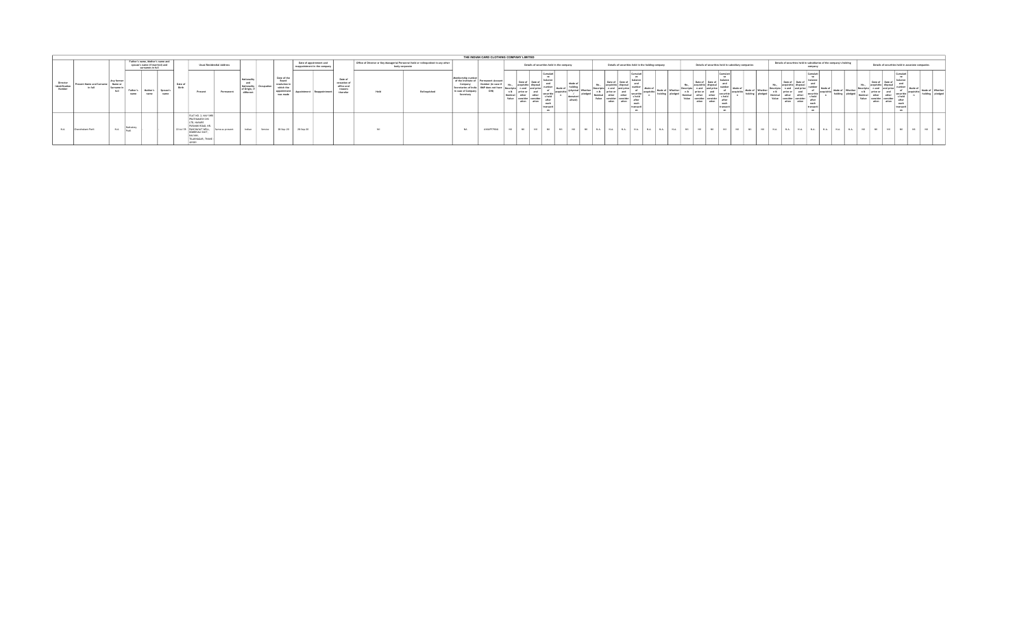# THE INDIAN CARD CLOTHING COMPANY LIMITED

| Director Identification Number | Present Name and Surname in full | Any former Name or Surname in full | Father's name, Mother's name and spouse's name (if married) and surname in full | | | Date of Birth | Usual Residential Address | | Nationality and Nationality of Origin, if different | Occupation | Date of the Board resolution in which the appointment was made | Date of appointment and reappointment in the company | | Date of cessation of office and reasons therefor | Office of Director or Key Managerial Personnel held or relinquished in any other body corporate | | Membership number of the Institute of Company Secretaries of India in case of Company Secretary | Permanent Account Number (in case if DIN does not have DIN) | Details of securities held in the company | | | | | | | | Details of securities held in the holding company | | | | | | | | Details of securities held in subsidiary companies | | | | | | | | Details of securities held in subsidiaries of the company's holding company | | | | | | | | Details of securities held in associate companies | | | | | | | |
|---|---|---|---|---|---|---|---|---|---|---|---|---|---|---|---|---|---|---|---|---|---|---|---|---|---|---|---|---|---|---|---|---|---|---|---|---|---|---|---|---|---|---|---|---|---|---|---|---|---|---|---|---|---|---|---|---|---|---|
| | | | Father's name | Mother's name | Spouse's name | | Present | Permanent | | | | Appointment | Reappointment | | Held | Relinquished | | | No., Description & Nominal Value | Date of acquisition and price or other consideration | Date of disposal and price or other consideration | Cumulative balance and number of securities held after each transaction | Mode of acquisition | Mode of holding (physical / dematerialised) | Whether pledged | | No., Description & Nominal Value | Date of acquisition and price or other consideration | Date of disposal and price or other consideration | Cumulative balance and number of securities held after each transaction | Mode of acquisition | Mode of holding | Whether pledged | | No., Description & Nominal Value | Date of acquisition and price or other consideration | Date of disposal and price or other consideration | Cumulative balance and number of securities held after each transaction | Mode of acquisition | Mode of holding | Whether pledged | | No., Description & Nominal Value | Date of acquisition and price or other consideration | Date of disposal and price or other consideration | Cumulative balance and number of securities held after each transaction | Mode of acquisition | Mode of holding | Whether pledged | | No., Description & Nominal Value | Date of acquisition and price or other consideration | Date of disposal and price or other consideration | Cumulative balance and number of securities held after each transaction | Mode of acquisition | Mode of holding | Whether pledged | |
| N.A. | Chandrakant Patil | N.A. | Dattatray Patil | | | 22-Jul-78 | FLAT NO. 2, NAV SHRI PRATHAMESH CHS LTD, NAWARE PURANIK ROAD, NR. PANCHAYAT WELL, DOMBIVALI EAST, KALYAN, TILAKNAGAR, THANE 421201 | Same as present | Indian | Service | 28-Sep-22 | 28-Sep-22 | | | Nil | | NA | (AIXPP7996G) | Nil | Nil | Nil | Nil | Nil | Nil | Nil | | N.A. | N.A. | N.A. | N.A. | N.A. | N.A. | N.A. | | Nil | Nil | Nil | Nil | Nil | Nil | Nil | | N.A. | N.A. | N.A. | N.A. | N.A. | N.A. | N.A. | | Nil | Nil | Nil | Nil | Nil | Nil | Nil | |